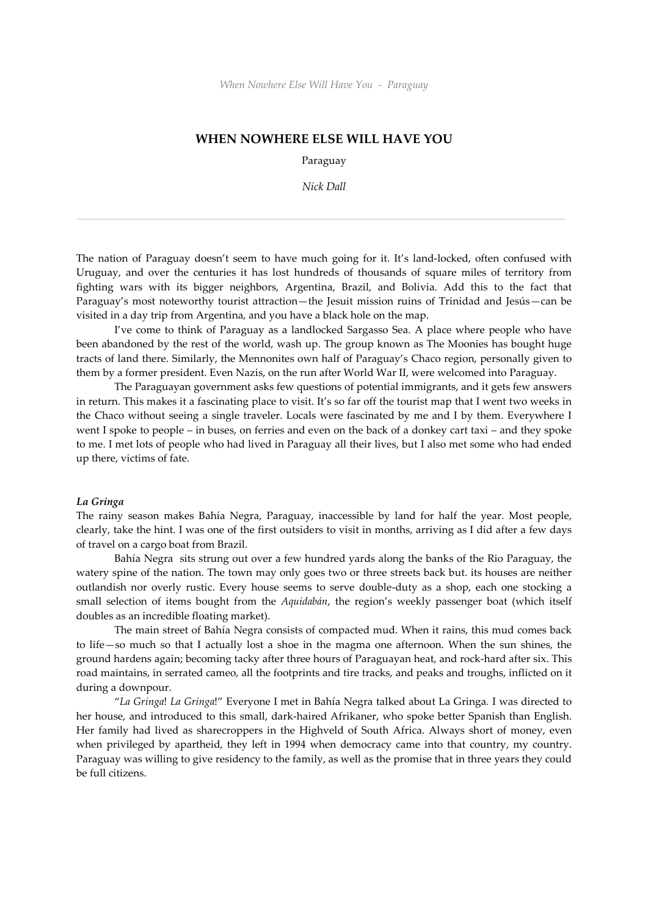# WHEN NOWHERE ELSE WILL HAVE YOU

Paraguay

*Nick Dall*

---

The nation of Paraguay doesn't seem to have much going for it. It's land-locked, often confused with Uruguay, and over the centuries it has lost hundreds of thousands of square miles of territory from fighting wars with its bigger neighbors, Argentina, Brazil, and Bolivia. Add this to the fact that Paraguay's most noteworthy tourist attraction—the Jesuit mission ruins of Trinidad and Jesús—can be visited in a day trip from Argentina, and you have a black hole on the map.

I've come to think of Paraguay as a landlocked Sargasso Sea. A place where people who have been abandoned by the rest of the world, wash up. The group known as The Moonies has bought huge tracts of land there. Similarly, the Mennonites own half of Paraguay's Chaco region, personally given to them by a former president. Even Nazis, on the run after World War II, were welcomed into Paraguay.

The Paraguayan government asks few questions of potential immigrants, and it gets few answers in return. This makes it a fascinating place to visit. It's so far off the tourist map that I went two weeks in the Chaco without seeing a single traveler. Locals were fascinated by me and I by them. Everywhere I went I spoke to people – in buses, on ferries and even on the back of a donkey cart taxi – and they spoke to me. I met lots of people who had lived in Paraguay all their lives, but I also met some who had ended up there, victims of fate.

***La Gringa***

The rainy season makes Bahía Negra, Paraguay, inaccessible by land for half the year. Most people, clearly, take the hint. I was one of the first outsiders to visit in months, arriving as I did after a few days of travel on a cargo boat from Brazil.

Bahía Negra sits strung out over a few hundred yards along the banks of the Rio Paraguay, the watery spine of the nation. The town may only goes two or three streets back but. its houses are neither outlandish nor overly rustic. Every house seems to serve double-duty as a shop, each one stocking a small selection of items bought from the *Aquidabán*, the region's weekly passenger boat (which itself doubles as an incredible floating market).

The main street of Bahía Negra consists of compacted mud. When it rains, this mud comes back to life—so much so that I actually lost a shoe in the magma one afternoon. When the sun shines, the ground hardens again; becoming tacky after three hours of Paraguayan heat, and rock-hard after six. This road maintains, in serrated cameo, all the footprints and tire tracks, and peaks and troughs, inflicted on it during a downpour.

"*La Gringa*! *La Gringa*!" Everyone I met in Bahía Negra talked about La Gringa. I was directed to her house, and introduced to this small, dark-haired Afrikaner, who spoke better Spanish than English. Her family had lived as sharecroppers in the Highveld of South Africa. Always short of money, even when privileged by apartheid, they left in 1994 when democracy came into that country, my country. Paraguay was willing to give residency to the family, as well as the promise that in three years they could be full citizens.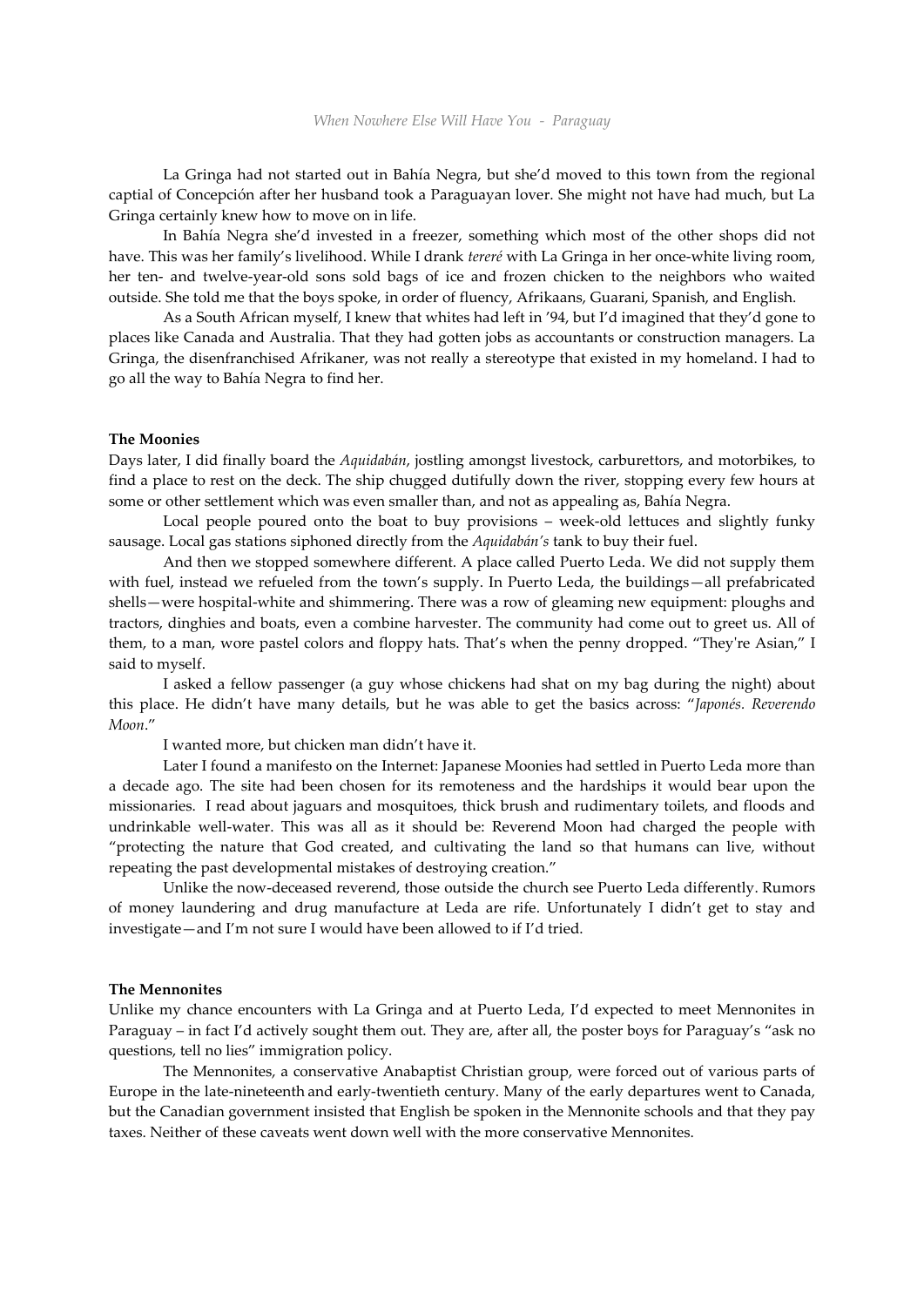La Gringa had not started out in Bahía Negra, but she'd moved to this town from the regional captial of Concepción after her husband took a Paraguayan lover. She might not have had much, but La Gringa certainly knew how to move on in life.

In Bahía Negra she'd invested in a freezer, something which most of the other shops did not have. This was her family's livelihood. While I drank *tereré* with La Gringa in her once-white living room, her ten- and twelve-year-old sons sold bags of ice and frozen chicken to the neighbors who waited outside. She told me that the boys spoke, in order of fluency, Afrikaans, Guarani, Spanish, and English.

As a South African myself, I knew that whites had left in '94, but I'd imagined that they'd gone to places like Canada and Australia. That they had gotten jobs as accountants or construction managers. La Gringa, the disenfranchised Afrikaner, was not really a stereotype that existed in my homeland. I had to go all the way to Bahía Negra to find her.

**The Moonies**

Days later, I did finally board the *Aquidabán*, jostling amongst livestock, carburettors, and motorbikes, to find a place to rest on the deck. The ship chugged dutifully down the river, stopping every few hours at some or other settlement which was even smaller than, and not as appealing as, Bahía Negra.

Local people poured onto the boat to buy provisions – week-old lettuces and slightly funky sausage. Local gas stations siphoned directly from the *Aquidabán's* tank to buy their fuel.

And then we stopped somewhere different. A place called Puerto Leda. We did not supply them with fuel, instead we refueled from the town's supply. In Puerto Leda, the buildings—all prefabricated shells—were hospital-white and shimmering. There was a row of gleaming new equipment: ploughs and tractors, dinghies and boats, even a combine harvester. The community had come out to greet us. All of them, to a man, wore pastel colors and floppy hats. That's when the penny dropped. "They're Asian," I said to myself.

I asked a fellow passenger (a guy whose chickens had shat on my bag during the night) about this place. He didn't have many details, but he was able to get the basics across: "*Japonés. Reverendo Moon*."

I wanted more, but chicken man didn't have it.

Later I found a manifesto on the Internet: Japanese Moonies had settled in Puerto Leda more than a decade ago. The site had been chosen for its remoteness and the hardships it would bear upon the missionaries. I read about jaguars and mosquitoes, thick brush and rudimentary toilets, and floods and undrinkable well-water. This was all as it should be: Reverend Moon had charged the people with "protecting the nature that God created, and cultivating the land so that humans can live, without repeating the past developmental mistakes of destroying creation."

Unlike the now-deceased reverend, those outside the church see Puerto Leda differently. Rumors of money laundering and drug manufacture at Leda are rife. Unfortunately I didn't get to stay and investigate—and I'm not sure I would have been allowed to if I'd tried.

**The Mennonites**

Unlike my chance encounters with La Gringa and at Puerto Leda, I'd expected to meet Mennonites in Paraguay – in fact I'd actively sought them out. They are, after all, the poster boys for Paraguay's "ask no questions, tell no lies" immigration policy.

The Mennonites, a conservative Anabaptist Christian group, were forced out of various parts of Europe in the late-nineteenth and early-twentieth century. Many of the early departures went to Canada, but the Canadian government insisted that English be spoken in the Mennonite schools and that they pay taxes. Neither of these caveats went down well with the more conservative Mennonites.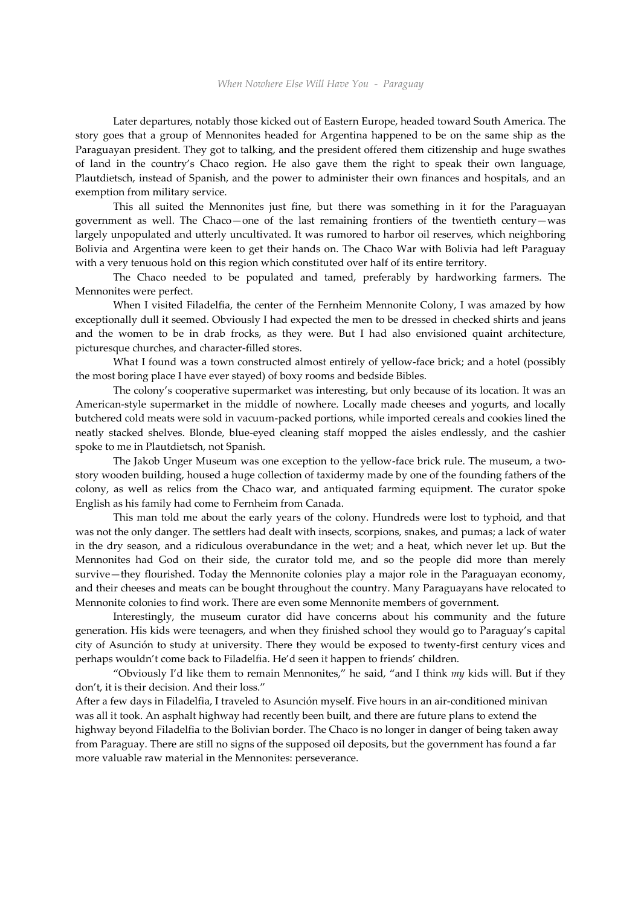Later departures, notably those kicked out of Eastern Europe, headed toward South America. The story goes that a group of Mennonites headed for Argentina happened to be on the same ship as the Paraguayan president. They got to talking, and the president offered them citizenship and huge swathes of land in the country's Chaco region. He also gave them the right to speak their own language, Plautdietsch, instead of Spanish, and the power to administer their own finances and hospitals, and an exemption from military service.

This all suited the Mennonites just fine, but there was something in it for the Paraguayan government as well. The Chaco—one of the last remaining frontiers of the twentieth century—was largely unpopulated and utterly uncultivated. It was rumored to harbor oil reserves, which neighboring Bolivia and Argentina were keen to get their hands on. The Chaco War with Bolivia had left Paraguay with a very tenuous hold on this region which constituted over half of its entire territory.

The Chaco needed to be populated and tamed, preferably by hardworking farmers. The Mennonites were perfect.

When I visited Filadelfia, the center of the Fernheim Mennonite Colony, I was amazed by how exceptionally dull it seemed. Obviously I had expected the men to be dressed in checked shirts and jeans and the women to be in drab frocks, as they were. But I had also envisioned quaint architecture, picturesque churches, and character-filled stores.

What I found was a town constructed almost entirely of yellow-face brick; and a hotel (possibly the most boring place I have ever stayed) of boxy rooms and bedside Bibles.

The colony's cooperative supermarket was interesting, but only because of its location. It was an American-style supermarket in the middle of nowhere. Locally made cheeses and yogurts, and locally butchered cold meats were sold in vacuum-packed portions, while imported cereals and cookies lined the neatly stacked shelves. Blonde, blue-eyed cleaning staff mopped the aisles endlessly, and the cashier spoke to me in Plautdietsch, not Spanish.

The Jakob Unger Museum was one exception to the yellow-face brick rule. The museum, a two-story wooden building, housed a huge collection of taxidermy made by one of the founding fathers of the colony, as well as relics from the Chaco war, and antiquated farming equipment. The curator spoke English as his family had come to Fernheim from Canada.

This man told me about the early years of the colony. Hundreds were lost to typhoid, and that was not the only danger. The settlers had dealt with insects, scorpions, snakes, and pumas; a lack of water in the dry season, and a ridiculous overabundance in the wet; and a heat, which never let up. But the Mennonites had God on their side, the curator told me, and so the people did more than merely survive—they flourished. Today the Mennonite colonies play a major role in the Paraguayan economy, and their cheeses and meats can be bought throughout the country. Many Paraguayans have relocated to Mennonite colonies to find work. There are even some Mennonite members of government.

Interestingly, the museum curator did have concerns about his community and the future generation. His kids were teenagers, and when they finished school they would go to Paraguay's capital city of Asunción to study at university. There they would be exposed to twenty-first century vices and perhaps wouldn't come back to Filadelfia. He'd seen it happen to friends' children.

"Obviously I'd like them to remain Mennonites," he said, "and I think *my* kids will. But if they don't, it is their decision. And their loss."

After a few days in Filadelfia, I traveled to Asunción myself. Five hours in an air-conditioned minivan was all it took. An asphalt highway had recently been built, and there are future plans to extend the highway beyond Filadelfia to the Bolivian border. The Chaco is no longer in danger of being taken away from Paraguay. There are still no signs of the supposed oil deposits, but the government has found a far more valuable raw material in the Mennonites: perseverance.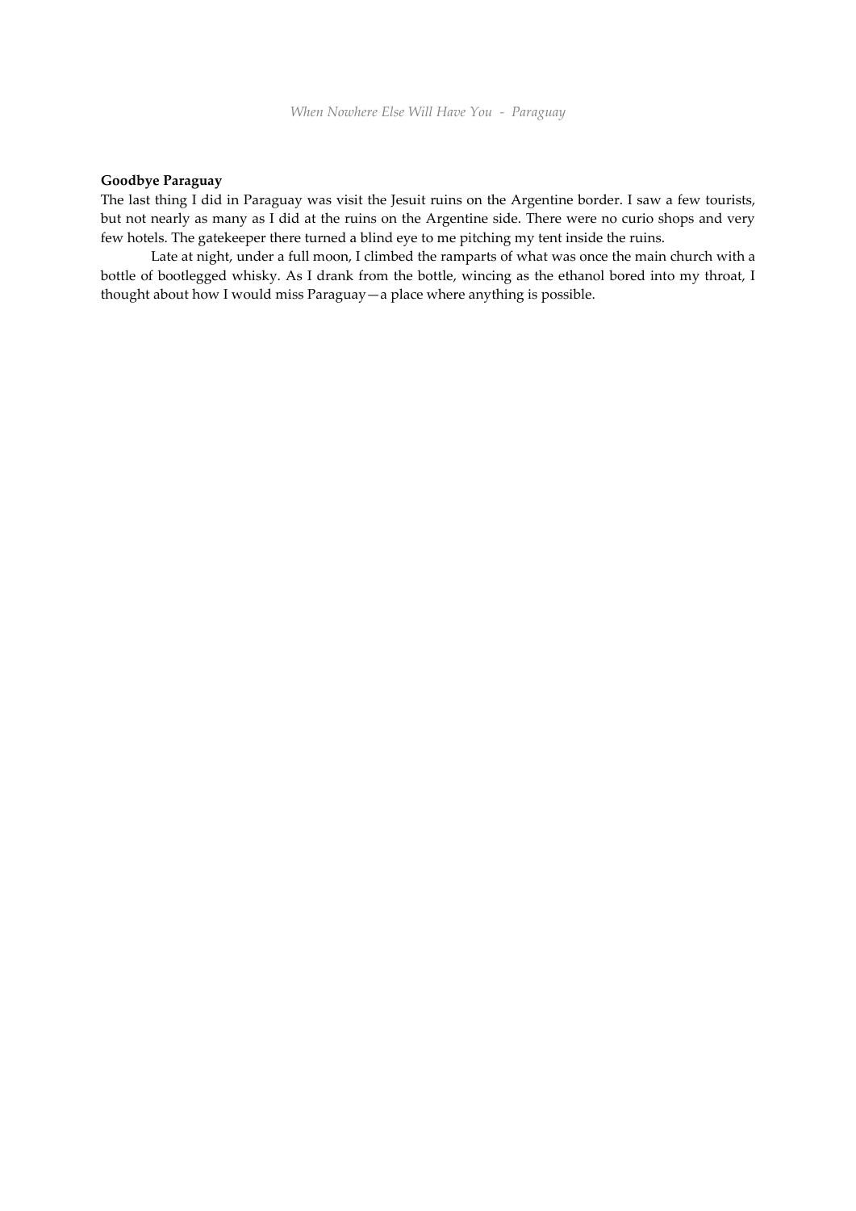**Goodbye Paraguay**

The last thing I did in Paraguay was visit the Jesuit ruins on the Argentine border. I saw a few tourists, but not nearly as many as I did at the ruins on the Argentine side. There were no curio shops and very few hotels. The gatekeeper there turned a blind eye to me pitching my tent inside the ruins.

Late at night, under a full moon, I climbed the ramparts of what was once the main church with a bottle of bootlegged whisky. As I drank from the bottle, wincing as the ethanol bored into my throat, I thought about how I would miss Paraguay—a place where anything is possible.